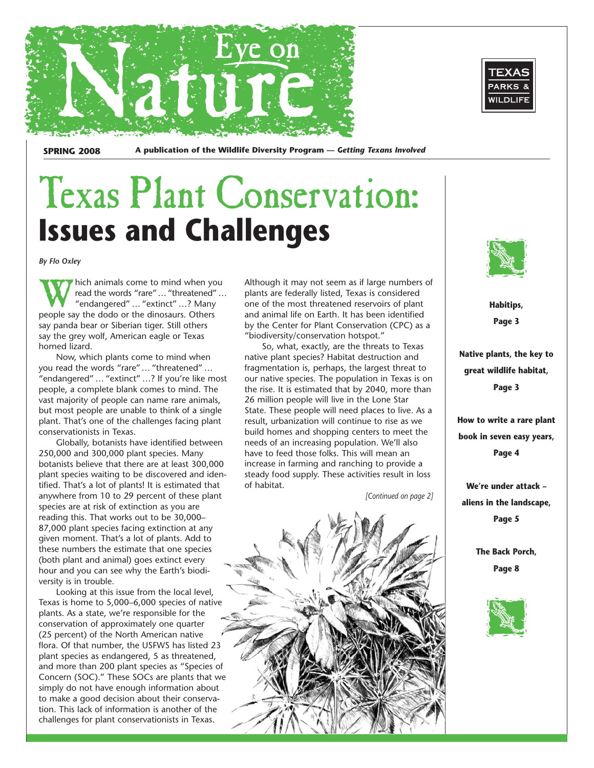# Eye on Nature

**SPRING 2008** **A publication of the Wildlife Diversity Program — *Getting Texans Involved***

TEXAS PARKS & WILDLIFE

# Texas Plant Conservation: Issues and Challenges

*By Flo Oxley*

Which animals come to mind when you read the words "rare" … "threatened" … "endangered" … "extinct" …? Many people say the dodo or the dinosaurs. Others say panda bear or Siberian tiger. Still others say the grey wolf, American eagle or Texas horned lizard.

Now, which plants come to mind when you read the words "rare" … "threatened" … "endangered" … "extinct" …? If you're like most people, a complete blank comes to mind. The vast majority of people can name rare animals, but most people are unable to think of a single plant. That's one of the challenges facing plant conservationists in Texas.

Globally, botanists have identified between 250,000 and 300,000 plant species. Many botanists believe that there are at least 300,000 plant species waiting to be discovered and identified. That's a lot of plants! It is estimated that anywhere from 10 to 29 percent of these plant species are at risk of extinction as you are reading this. That works out to be 30,000–87,000 plant species facing extinction at any given moment. That's a lot of plants. Add to these numbers the estimate that one species (both plant and animal) goes extinct every hour and you can see why the Earth's biodiversity is in trouble.

Looking at this issue from the local level, Texas is home to 5,000–6,000 species of native plants. As a state, we're responsible for the conservation of approximately one quarter (25 percent) of the North American native flora. Of that number, the USFWS has listed 23 plant species as endangered, 5 as threatened, and more than 200 plant species as "Species of Concern (SOC)." These SOCs are plants that we simply do not have enough information about to make a good decision about their conservation. This lack of information is another of the challenges for plant conservationists in Texas.

Although it may not seem as if large numbers of plants are federally listed, Texas is considered one of the most threatened reservoirs of plant and animal life on Earth. It has been identified by the Center for Plant Conservation (CPC) as a "biodiversity/conservation hotspot."

So, what, exactly, are the threats to Texas native plant species? Habitat destruction and fragmentation is, perhaps, the largest threat to our native species. The population in Texas is on the rise. It is estimated that by 2040, more than 26 million people will live in the Lone Star State. These people will need places to live. As a result, urbanization will continue to rise as we build homes and shopping centers to meet the needs of an increasing population. We'll also have to feed those folks. This will mean an increase in farming and ranching to provide a steady food supply. These activities result in loss of habitat.

*[Continued on page 2]*

**Habitips, Page 3**

**Native plants, the key to great wildlife habitat, Page 3**

**How to write a rare plant book in seven easy years, Page 4**

**We're under attack – aliens in the landscape, Page 5**

**The Back Porch, Page 8**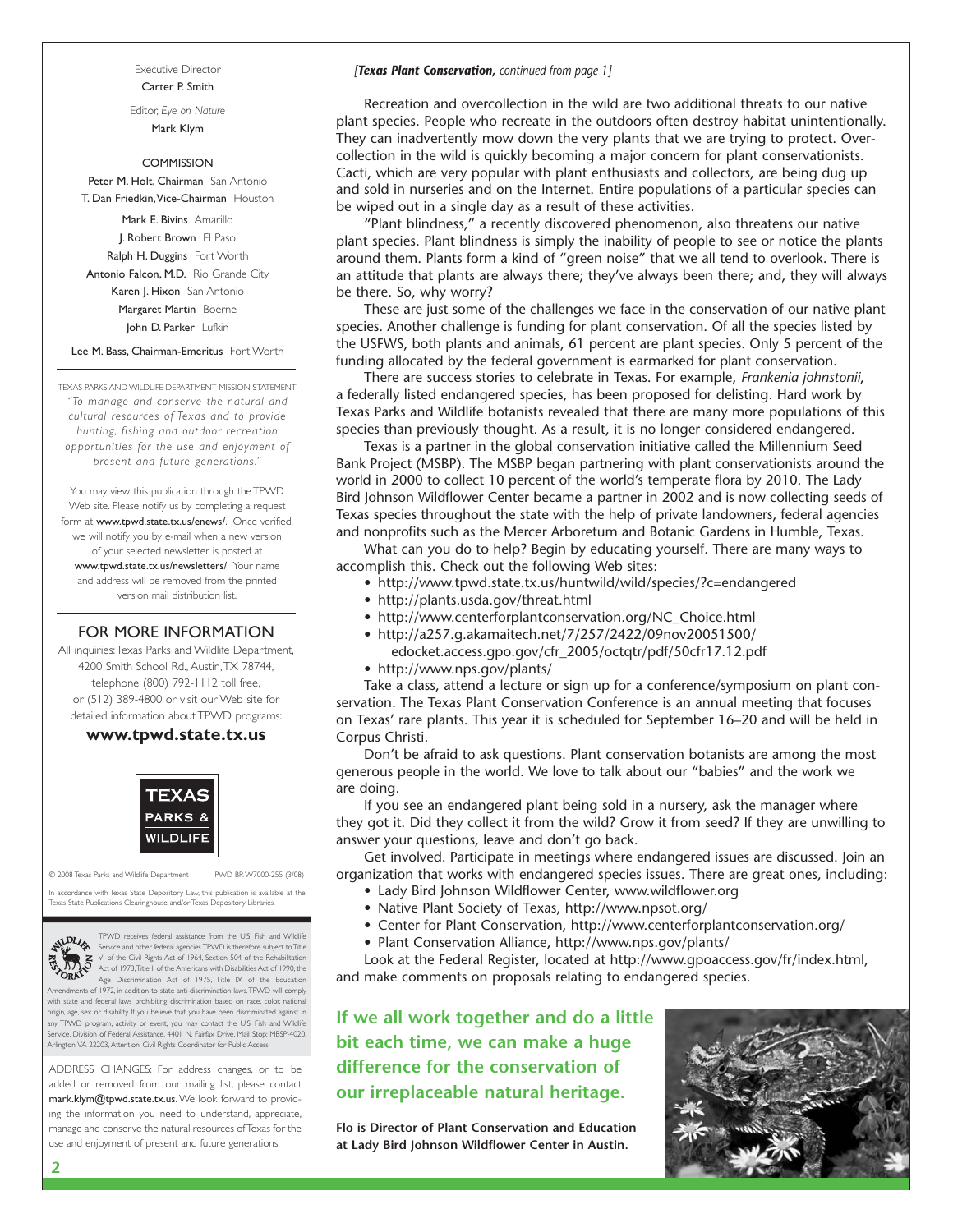Executive Director
Carter P. Smith

Editor, *Eye on Nature*
Mark Klym

COMMISSION

Peter M. Holt, Chairman San Antonio
T. Dan Friedkin, Vice-Chairman Houston
Mark E. Bivins Amarillo
J. Robert Brown El Paso
Ralph H. Duggins Fort Worth
Antonio Falcon, M.D. Rio Grande City
Karen J. Hixon San Antonio
Margaret Martin Boerne
John D. Parker Lufkin

Lee M. Bass, Chairman-Emeritus Fort Worth

TEXAS PARKS AND WILDLIFE DEPARTMENT MISSION STATEMENT
*"To manage and conserve the natural and cultural resources of Texas and to provide hunting, fishing and outdoor recreation opportunities for the use and enjoyment of present and future generations."*

You may view this publication through the TPWD Web site. Please notify us by completing a request form at www.tpwd.state.tx.us/enews/. Once verified, we will notify you by e-mail when a new version of your selected newsletter is posted at www.tpwd.state.tx.us/newsletters/. Your name and address will be removed from the printed version mail distribution list.

## FOR MORE INFORMATION

All inquiries: Texas Parks and Wildlife Department, 4200 Smith School Rd., Austin, TX 78744, telephone (800) 792-1112 toll free, or (512) 389-4800 or visit our Web site for detailed information about TPWD programs:

**www.tpwd.state.tx.us**

© 2008 Texas Parks and Wildlife Department PWD BR W7000-255 (3/08)

In accordance with Texas State Depository Law, this publication is available at the Texas State Publications Clearinghouse and/or Texas Depository Libraries.

TPWD receives federal assistance from the U.S. Fish and Wildlife Service and other federal agencies. TPWD is therefore subject to Title VI of the Civil Rights Act of 1964, Section 504 of the Rehabilitation Act of 1973, Title II of the Americans with Disabilities Act of 1990, the Age Discrimination Act of 1975, Title IX of the Education Amendments of 1972, in addition to state anti-discrimination laws. TPWD will comply with state and federal laws prohibiting discrimination based on race, color, national origin, age, sex or disability. If you believe that you have been discriminated against in any TPWD program, activity or event, you may contact the U.S. Fish and Wildlife Service, Division of Federal Assistance, 4401 N. Fairfax Drive, Mail Stop: MBSP-4020, Arlington, VA 22203, Attention: Civil Rights Coordinator for Public Access.

ADDRESS CHANGES: For address changes, or to be added or removed from our mailing list, please contact mark.klym@tpwd.state.tx.us. We look forward to providing the information you need to understand, appreciate, manage and conserve the natural resources of Texas for the use and enjoyment of present and future generations.

*[**Texas Plant Conservation,** continued from page 1]*

Recreation and overcollection in the wild are two additional threats to our native plant species. People who recreate in the outdoors often destroy habitat unintentionally. They can inadvertently mow down the very plants that we are trying to protect. Overcollection in the wild is quickly becoming a major concern for plant conservationists. Cacti, which are very popular with plant enthusiasts and collectors, are being dug up and sold in nurseries and on the Internet. Entire populations of a particular species can be wiped out in a single day as a result of these activities.

"Plant blindness," a recently discovered phenomenon, also threatens our native plant species. Plant blindness is simply the inability of people to see or notice the plants around them. Plants form a kind of "green noise" that we all tend to overlook. There is an attitude that plants are always there; they've always been there; and, they will always be there. So, why worry?

These are just some of the challenges we face in the conservation of our native plant species. Another challenge is funding for plant conservation. Of all the species listed by the USFWS, both plants and animals, 61 percent are plant species. Only 5 percent of the funding allocated by the federal government is earmarked for plant conservation.

There are success stories to celebrate in Texas. For example, *Frankenia johnstonii*, a federally listed endangered species, has been proposed for delisting. Hard work by Texas Parks and Wildlife botanists revealed that there are many more populations of this species than previously thought. As a result, it is no longer considered endangered.

Texas is a partner in the global conservation initiative called the Millennium Seed Bank Project (MSBP). The MSBP began partnering with plant conservationists around the world in 2000 to collect 10 percent of the world's temperate flora by 2010. The Lady Bird Johnson Wildflower Center became a partner in 2002 and is now collecting seeds of Texas species throughout the state with the help of private landowners, federal agencies and nonprofits such as the Mercer Arboretum and Botanic Gardens in Humble, Texas.

What can you do to help? Begin by educating yourself. There are many ways to accomplish this. Check out the following Web sites:

- http://www.tpwd.state.tx.us/huntwild/wild/species/?c=endangered
- http://plants.usda.gov/threat.html
- http://www.centerforplantconservation.org/NC_Choice.html
- http://a257.g.akamaitech.net/7/257/2422/09nov20051500/edocket.access.gpo.gov/cfr_2005/octqtr/pdf/50cfr17.12.pdf
- http://www.nps.gov/plants/

Take a class, attend a lecture or sign up for a conference/symposium on plant conservation. The Texas Plant Conservation Conference is an annual meeting that focuses on Texas' rare plants. This year it is scheduled for September 16–20 and will be held in Corpus Christi.

Don't be afraid to ask questions. Plant conservation botanists are among the most generous people in the world. We love to talk about our "babies" and the work we are doing.

If you see an endangered plant being sold in a nursery, ask the manager where they got it. Did they collect it from the wild? Grow it from seed? If they are unwilling to answer your questions, leave and don't go back.

Get involved. Participate in meetings where endangered issues are discussed. Join an organization that works with endangered species issues. There are great ones, including:

- Lady Bird Johnson Wildflower Center, www.wildflower.org
- Native Plant Society of Texas, http://www.npsot.org/
- Center for Plant Conservation, http://www.centerforplantconservation.org/
- Plant Conservation Alliance, http://www.nps.gov/plants/

Look at the Federal Register, located at http://www.gpoaccess.gov/fr/index.html, and make comments on proposals relating to endangered species.

**If we all work together and do a little bit each time, we can make a huge difference for the conservation of our irreplaceable natural heritage.**

**Flo is Director of Plant Conservation and Education at Lady Bird Johnson Wildflower Center in Austin.**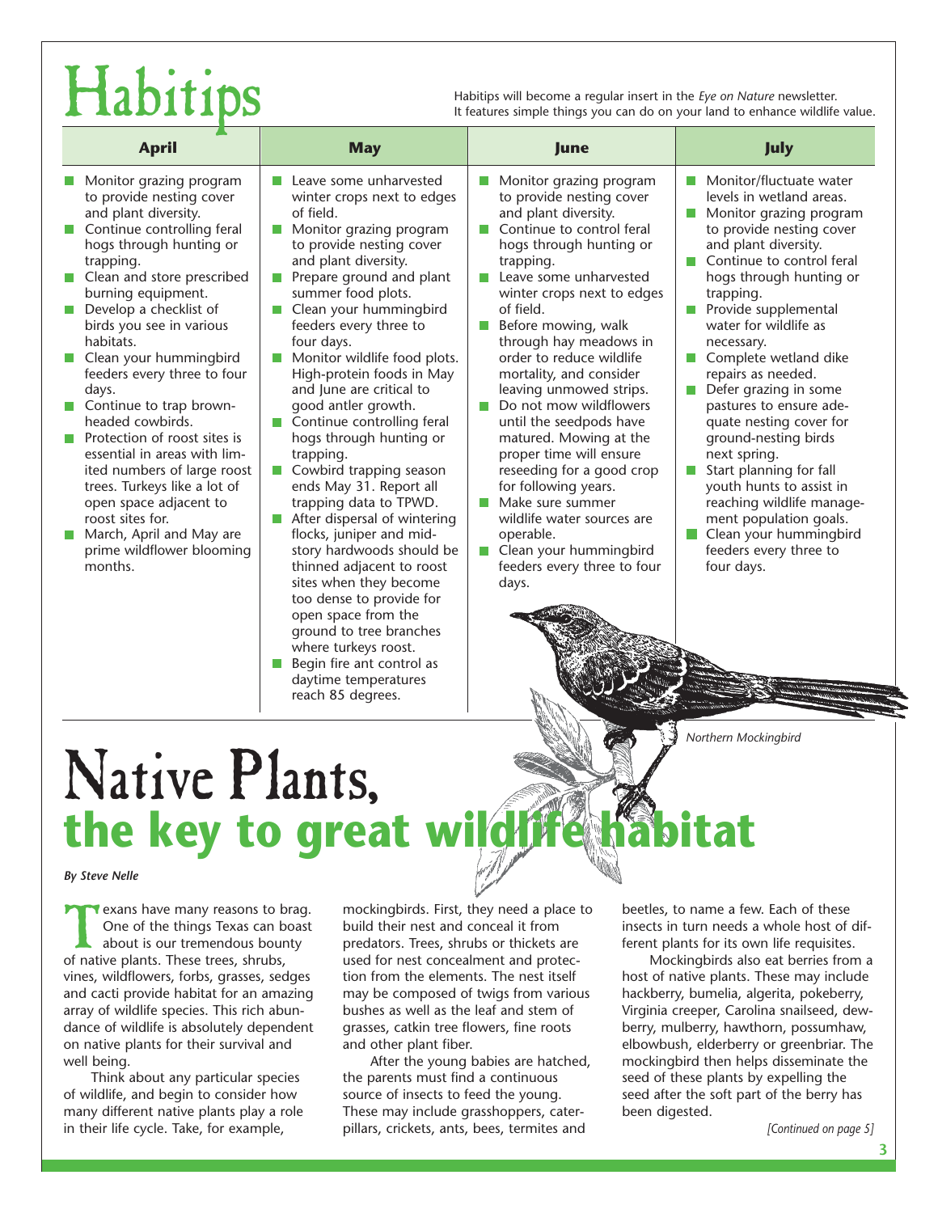# Habitips

Habitips will become a regular insert in the *Eye on Nature* newsletter. It features simple things you can do on your land to enhance wildlife value.

## April

- Monitor grazing program to provide nesting cover and plant diversity.
- Continue controlling feral hogs through hunting or trapping.
- Clean and store prescribed burning equipment.
- Develop a checklist of birds you see in various habitats.
- Clean your hummingbird feeders every three to four days.
- Continue to trap brown-headed cowbirds.
- Protection of roost sites is essential in areas with limited numbers of large roost trees. Turkeys like a lot of open space adjacent to roost sites for.
- March, April and May are prime wildflower blooming months.

## May

- Leave some unharvested winter crops next to edges of field.
- Monitor grazing program to provide nesting cover and plant diversity.
- Prepare ground and plant summer food plots.
- Clean your hummingbird feeders every three to four days.
- Monitor wildlife food plots. High-protein foods in May and June are critical to good antler growth.
- Continue controlling feral hogs through hunting or trapping.
- Cowbird trapping season ends May 31. Report all trapping data to TPWD.
- After dispersal of wintering flocks, juniper and mid-story hardwoods should be thinned adjacent to roost sites when they become too dense to provide for open space from the ground to tree branches where turkeys roost.
- Begin fire ant control as daytime temperatures reach 85 degrees.

## June

- Monitor grazing program to provide nesting cover and plant diversity.
- Continue to control feral hogs through hunting or trapping.
- Leave some unharvested winter crops next to edges of field.
- Before mowing, walk through hay meadows in order to reduce wildlife mortality, and consider leaving unmowed strips.
- Do not mow wildflowers until the seedpods have matured. Mowing at the proper time will ensure reseeding for a good crop for following years.
- Make sure summer wildlife water sources are operable.
- Clean your hummingbird feeders every three to four days.

## July

- Monitor/fluctuate water levels in wetland areas.
- Monitor grazing program to provide nesting cover and plant diversity.
- Continue to control feral hogs through hunting or trapping.
- Provide supplemental water for wildlife as necessary.
- Complete wetland dike repairs as needed.
- Defer grazing in some pastures to ensure adequate nesting cover for ground-nesting birds next spring.
- Start planning for fall youth hunts to assist in reaching wildlife management population goals.
- Clean your hummingbird feeders every three to four days.

*Northern Mockingbird*

# Native Plants, the key to great wildlife habitat

***By Steve Nelle***

Texans have many reasons to brag. One of the things Texas can boast about is our tremendous bounty of native plants. These trees, shrubs, vines, wildflowers, forbs, grasses, sedges and cacti provide habitat for an amazing array of wildlife species. This rich abundance of wildlife is absolutely dependent on native plants for their survival and well being.

Think about any particular species of wildlife, and begin to consider how many different native plants play a role in their life cycle. Take, for example, mockingbirds. First, they need a place to build their nest and conceal it from predators. Trees, shrubs or thickets are used for nest concealment and protection from the elements. The nest itself may be composed of twigs from various bushes as well as the leaf and stem of grasses, catkin tree flowers, fine roots and other plant fiber.

After the young babies are hatched, the parents must find a continuous source of insects to feed the young. These may include grasshoppers, caterpillars, crickets, ants, bees, termites and beetles, to name a few. Each of these insects in turn needs a whole host of different plants for its own life requisites.

Mockingbirds also eat berries from a host of native plants. These may include hackberry, bumelia, algerita, pokeberry, Virginia creeper, Carolina snailseed, dewberry, mulberry, hawthorn, possumhaw, elbowbush, elderberry or greenbriar. The mockingbird then helps disseminate the seed of these plants by expelling the seed after the soft part of the berry has been digested.

*[Continued on page 5]*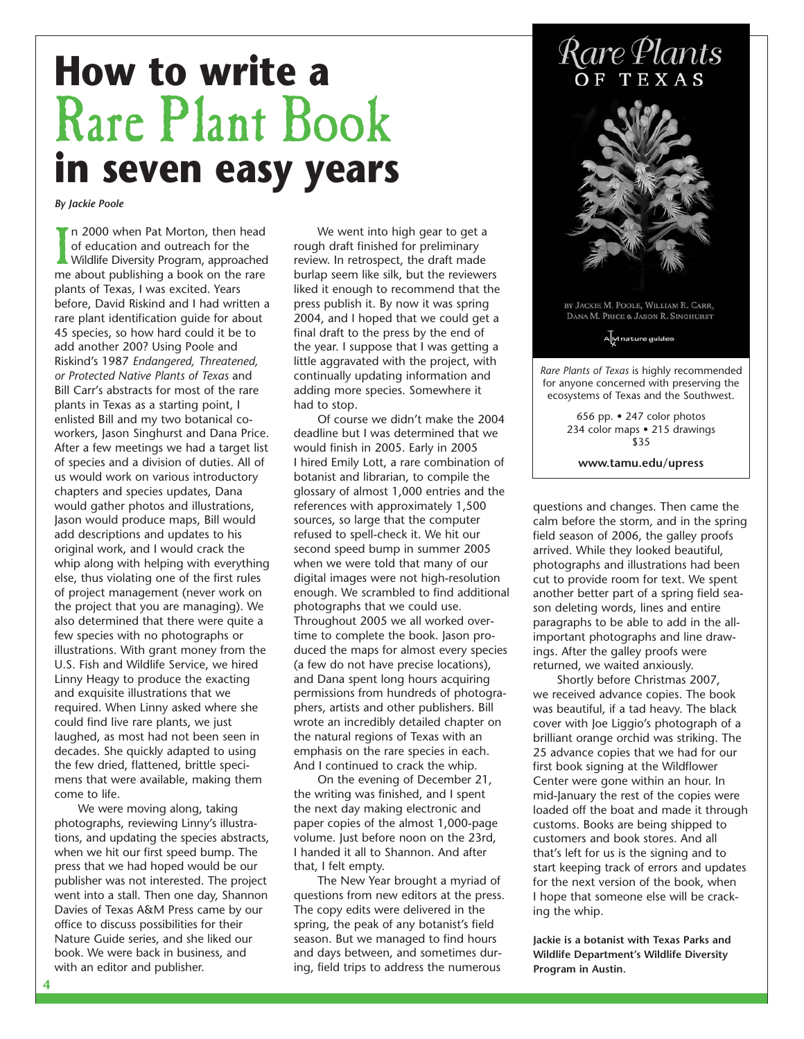# How to write a Rare Plant Book in seven easy years

*By Jackie Poole*

In 2000 when Pat Morton, then head of education and outreach for the Wildlife Diversity Program, approached me about publishing a book on the rare plants of Texas, I was excited. Years before, David Riskind and I had written a rare plant identification guide for about 45 species, so how hard could it be to add another 200? Using Poole and Riskind's 1987 *Endangered, Threatened, or Protected Native Plants of Texas* and Bill Carr's abstracts for most of the rare plants in Texas as a starting point, I enlisted Bill and my two botanical co-workers, Jason Singhurst and Dana Price. After a few meetings we had a target list of species and a division of duties. All of us would work on various introductory chapters and species updates, Dana would gather photos and illustrations, Jason would produce maps, Bill would add descriptions and updates to his original work, and I would crack the whip along with helping with everything else, thus violating one of the first rules of project management (never work on the project that you are managing). We also determined that there were quite a few species with no photographs or illustrations. With grant money from the U.S. Fish and Wildlife Service, we hired Linny Heagy to produce the exacting and exquisite illustrations that we required. When Linny asked where she could find live rare plants, we just laughed, as most had not been seen in decades. She quickly adapted to using the few dried, flattened, brittle specimens that were available, making them come to life.

We were moving along, taking photographs, reviewing Linny's illustrations, and updating the species abstracts, when we hit our first speed bump. The press that we had hoped would be our publisher was not interested. The project went into a stall. Then one day, Shannon Davies of Texas A&M Press came by our office to discuss possibilities for their Nature Guide series, and she liked our book. We were back in business, and with an editor and publisher.

We went into high gear to get a rough draft finished for preliminary review. In retrospect, the draft made burlap seem like silk, but the reviewers liked it enough to recommend that the press publish it. By now it was spring 2004, and I hoped that we could get a final draft to the press by the end of the year. I suppose that I was getting a little aggravated with the project, with continually updating information and adding more species. Somewhere it had to stop.

Of course we didn't make the 2004 deadline but I was determined that we would finish in 2005. Early in 2005 I hired Emily Lott, a rare combination of botanist and librarian, to compile the glossary of almost 1,000 entries and the references with approximately 1,500 sources, so large that the computer refused to spell-check it. We hit our second speed bump in summer 2005 when we were told that many of our digital images were not high-resolution enough. We scrambled to find additional photographs that we could use. Throughout 2005 we all worked overtime to complete the book. Jason produced the maps for almost every species (a few do not have precise locations), and Dana spent long hours acquiring permissions from hundreds of photographers, artists and other publishers. Bill wrote an incredibly detailed chapter on the natural regions of Texas with an emphasis on the rare species in each. And I continued to crack the whip.

On the evening of December 21, the writing was finished, and I spent the next day making electronic and paper copies of the almost 1,000-page volume. Just before noon on the 23rd, I handed it all to Shannon. And after that, I felt empty.

The New Year brought a myriad of questions from new editors at the press. The copy edits were delivered in the spring, the peak of any botanist's field season. But we managed to find hours and days between, and sometimes during, field trips to address the numerous questions and changes. Then came the calm before the storm, and in the spring field season of 2006, the galley proofs arrived. While they looked beautiful, photographs and illustrations had been cut to provide room for text. We spent another better part of a spring field season deleting words, lines and entire paragraphs to be able to add in the all-important photographs and line drawings. After the galley proofs were returned, we waited anxiously.

Shortly before Christmas 2007, we received advance copies. The book was beautiful, if a tad heavy. The black cover with Joe Liggio's photograph of a brilliant orange orchid was striking. The 25 advance copies that we had for our first book signing at the Wildflower Center were gone within an hour. In mid-January the rest of the copies were loaded off the boat and made it through customs. Books are being shipped to customers and book stores. And all that's left for us is the signing and to start keeping track of errors and updates for the next version of the book, when I hope that someone else will be cracking the whip.

**Jackie is a botanist with Texas Parks and Wildlife Department's Wildlife Diversity Program in Austin.**

---

Rare Plants of Texas

By Jackie M. Poole, William R. Carr, Dana M. Price & Jason R. Singhurst

A&M nature guides

*Rare Plants of Texas* is highly recommended for anyone concerned with preserving the ecosystems of Texas and the Southwest.

656 pp. • 247 color photos
234 color maps • 215 drawings
$35

**www.tamu.edu/upress**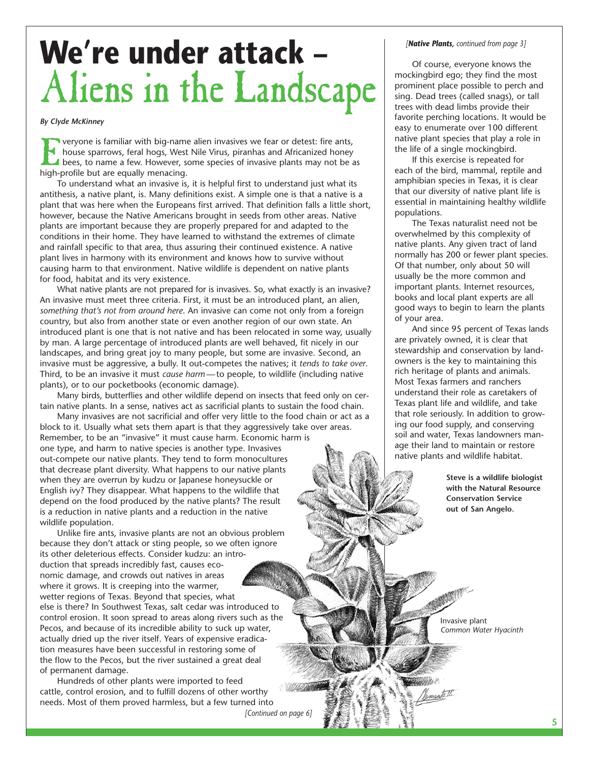# We're under attack – Aliens in the Landscape

*By Clyde McKinney*

Everyone is familiar with big-name alien invasives we fear or detest: fire ants, house sparrows, feral hogs, West Nile Virus, piranhas and Africanized honey bees, to name a few. However, some species of invasive plants may not be as high-profile but are equally menacing.

To understand what an invasive is, it is helpful first to understand just what its antithesis, a native plant, is. Many definitions exist. A simple one is that a native is a plant that was here when the Europeans first arrived. That definition falls a little short, however, because the Native Americans brought in seeds from other areas. Native plants are important because they are properly prepared for and adapted to the conditions in their home. They have learned to withstand the extremes of climate and rainfall specific to that area, thus assuring their continued existence. A native plant lives in harmony with its environment and knows how to survive without causing harm to that environment. Native wildlife is dependent on native plants for food, habitat and its very existence.

What native plants are not prepared for is invasives. So, what exactly is an invasive? An invasive must meet three criteria. First, it must be an introduced plant, an alien, *something that's not from around here*. An invasive can come not only from a foreign country, but also from another state or even another region of our own state. An introduced plant is one that is not native and has been relocated in some way, usually by man. A large percentage of introduced plants are well behaved, fit nicely in our landscapes, and bring great joy to many people, but some are invasive. Second, an invasive must be aggressive, a bully. It out-competes the natives; it *tends to take over*. Third, to be an invasive it must *cause harm*—to people, to wildlife (including native plants), or to our pocketbooks (economic damage).

Many birds, butterflies and other wildlife depend on insects that feed only on certain native plants. In a sense, natives act as sacrificial plants to sustain the food chain.

Many invasives are not sacrificial and offer very little to the food chain or act as a block to it. Usually what sets them apart is that they aggressively take over areas. Remember, to be an "invasive" it must cause harm. Economic harm is one type, and harm to native species is another type. Invasives out-compete our native plants. They tend to form monocultures that decrease plant diversity. What happens to our native plants when they are overrun by kudzu or Japanese honeysuckle or English ivy? They disappear. What happens to the wildlife that depend on the food produced by the native plants? The result is a reduction in native plants and a reduction in the native wildlife population.

Unlike fire ants, invasive plants are not an obvious problem because they don't attack or sting people, so we often ignore its other deleterious effects. Consider kudzu: an introduction that spreads incredibly fast, causes economic damage, and crowds out natives in areas where it grows. It is creeping into the warmer, wetter regions of Texas. Beyond that species, what else is there? In Southwest Texas, salt cedar was introduced to control erosion. It soon spread to areas along rivers such as the Pecos, and because of its incredible ability to suck up water, actually dried up the river itself. Years of expensive eradication measures have been successful in restoring some of the flow to the Pecos, but the river sustained a great deal of permanent damage.

Hundreds of other plants were imported to feed cattle, control erosion, and to fulfill dozens of other worthy needs. Most of them proved harmless, but a few turned into

*[Continued on page 6]*

Invasive plant
*Common Water Hyacinth*

*[**Native Plants**, continued from page 3]*

Of course, everyone knows the mockingbird ego; they find the most prominent place possible to perch and sing. Dead trees (called snags), or tall trees with dead limbs provide their favorite perching locations. It would be easy to enumerate over 100 different native plant species that play a role in the life of a single mockingbird.

If this exercise is repeated for each of the bird, mammal, reptile and amphibian species in Texas, it is clear that our diversity of native plant life is essential in maintaining healthy wildlife populations.

The Texas naturalist need not be overwhelmed by this complexity of native plants. Any given tract of land normally has 200 or fewer plant species. Of that number, only about 50 will usually be the more common and important plants. Internet resources, books and local plant experts are all good ways to begin to learn the plants of your area.

And since 95 percent of Texas lands are privately owned, it is clear that stewardship and conservation by landowners is the key to maintaining this rich heritage of plants and animals. Most Texas farmers and ranchers understand their role as caretakers of Texas plant life and wildlife, and take that role seriously. In addition to growing our food supply, and conserving soil and water, Texas landowners manage their land to maintain or restore native plants and wildlife habitat.

**Steve is a wildlife biologist with the Natural Resource Conservation Service out of San Angelo.**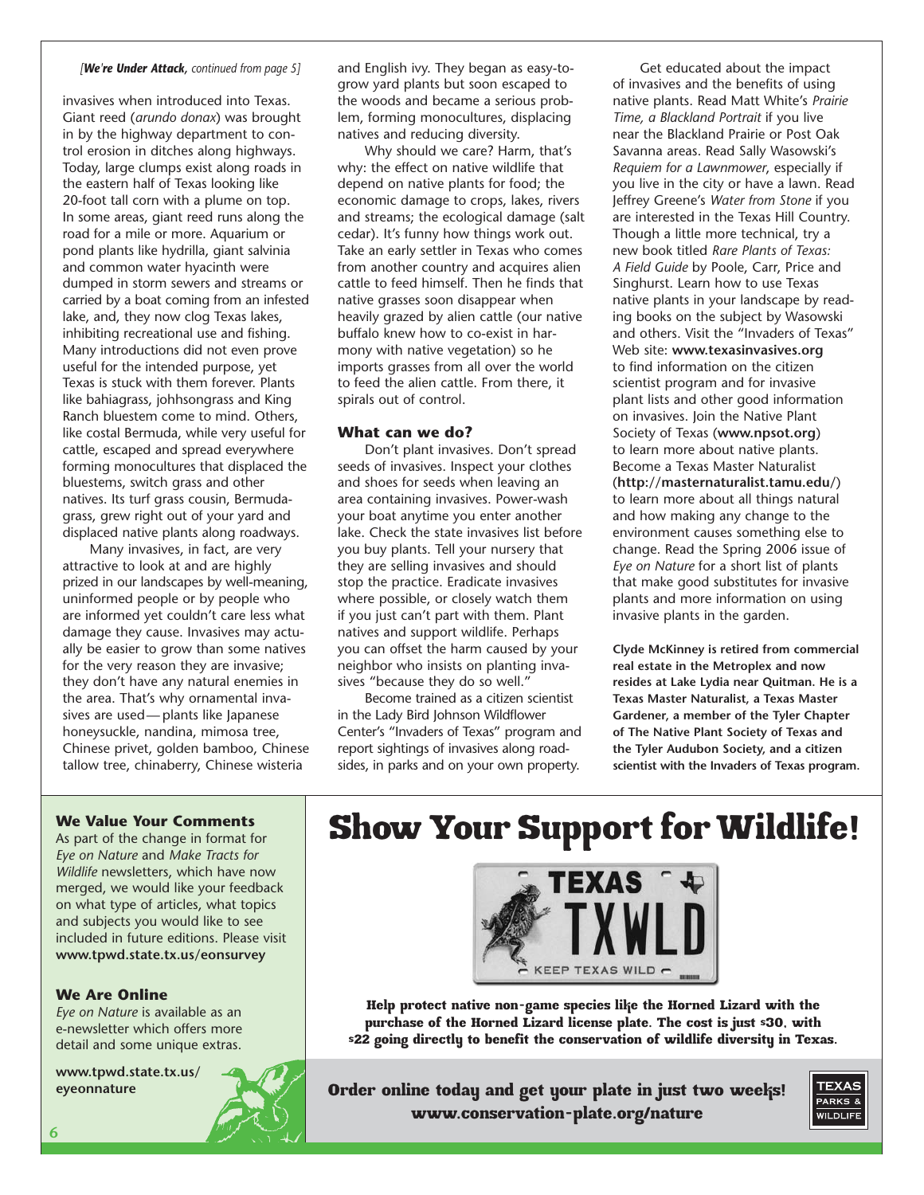*[**We're Under Attack**, continued from page 5]*

invasives when introduced into Texas. Giant reed (*arundo donax*) was brought in by the highway department to control erosion in ditches along highways. Today, large clumps exist along roads in the eastern half of Texas looking like 20-foot tall corn with a plume on top. In some areas, giant reed runs along the road for a mile or more. Aquarium or pond plants like hydrilla, giant salvinia and common water hyacinth were dumped in storm sewers and streams or carried by a boat coming from an infested lake, and, they now clog Texas lakes, inhibiting recreational use and fishing. Many introductions did not even prove useful for the intended purpose, yet Texas is stuck with them forever. Plants like bahiagrass, johhsongrass and King Ranch bluestem come to mind. Others, like costal Bermuda, while very useful for cattle, escaped and spread everywhere forming monocultures that displaced the bluestems, switch grass and other natives. Its turf grass cousin, Bermudagrass, grew right out of your yard and displaced native plants along roadways.

Many invasives, in fact, are very attractive to look at and are highly prized in our landscapes by well-meaning, uninformed people or by people who are informed yet couldn't care less what damage they cause. Invasives may actually be easier to grow than some natives for the very reason they are invasive; they don't have any natural enemies in the area. That's why ornamental invasives are used — plants like Japanese honeysuckle, nandina, mimosa tree, Chinese privet, golden bamboo, Chinese tallow tree, chinaberry, Chinese wisteria and English ivy. They began as easy-to-grow yard plants but soon escaped to the woods and became a serious problem, forming monocultures, displacing natives and reducing diversity.

Why should we care? Harm, that's why: the effect on native wildlife that depend on native plants for food; the economic damage to crops, lakes, rivers and streams; the ecological damage (salt cedar). It's funny how things work out. Take an early settler in Texas who comes from another country and acquires alien cattle to feed himself. Then he finds that native grasses soon disappear when heavily grazed by alien cattle (our native buffalo knew how to co-exist in harmony with native vegetation) so he imports grasses from all over the world to feed the alien cattle. From there, it spirals out of control.

### What can we do?

Don't plant invasives. Don't spread seeds of invasives. Inspect your clothes and shoes for seeds when leaving an area containing invasives. Power-wash your boat anytime you enter another lake. Check the state invasives list before you buy plants. Tell your nursery that they are selling invasives and should stop the practice. Eradicate invasives where possible, or closely watch them if you just can't part with them. Plant natives and support wildlife. Perhaps you can offset the harm caused by your neighbor who insists on planting invasives "because they do so well."

Become trained as a citizen scientist in the Lady Bird Johnson Wildflower Center's "Invaders of Texas" program and report sightings of invasives along roadsides, in parks and on your own property.

Get educated about the impact of invasives and the benefits of using native plants. Read Matt White's *Prairie Time, a Blackland Portrait* if you live near the Blackland Prairie or Post Oak Savanna areas. Read Sally Wasowski's *Requiem for a Lawnmower*, especially if you live in the city or have a lawn. Read Jeffrey Greene's *Water from Stone* if you are interested in the Texas Hill Country. Though a little more technical, try a new book titled *Rare Plants of Texas: A Field Guide* by Poole, Carr, Price and Singhurst. Learn how to use Texas native plants in your landscape by reading books on the subject by Wasowski and others. Visit the "Invaders of Texas" Web site: **www.texasinvasives.org** to find information on the citizen scientist program and for invasive plant lists and other good information on invasives. Join the Native Plant Society of Texas (**www.npsot.org**) to learn more about native plants. Become a Texas Master Naturalist (**http://masternaturalist.tamu.edu/**) to learn more about all things natural and how making any change to the environment causes something else to change. Read the Spring 2006 issue of *Eye on Nature* for a short list of plants that make good substitutes for invasive plants and more information on using invasive plants in the garden.

**Clyde McKinney is retired from commercial real estate in the Metroplex and now resides at Lake Lydia near Quitman. He is a Texas Master Naturalist, a Texas Master Gardener, a member of the Tyler Chapter of The Native Plant Society of Texas and the Tyler Audubon Society, and a citizen scientist with the Invaders of Texas program.**

### We Value Your Comments

As part of the change in format for *Eye on Nature* and *Make Tracts for Wildlife* newsletters, which have now merged, we would like your feedback on what type of articles, what topics and subjects you would like to see included in future editions. Please visit **www.tpwd.state.tx.us/eonsurvey**

### We Are Online

*Eye on Nature* is available as an e-newsletter which offers more detail and some unique extras.

**www.tpwd.state.tx.us/eyeonnature**

## Show Your Support for Wildlife!

TEXAS TXWLD KEEP TEXAS WILD

**Help protect native non-game species like the Horned Lizard with the purchase of the Horned Lizard license plate. The cost is just $30, with $22 going directly to benefit the conservation of wildlife diversity in Texas.**

**Order online today and get your plate in just two weeks! www.conservation-plate.org/nature**

TEXAS PARKS & WILDLIFE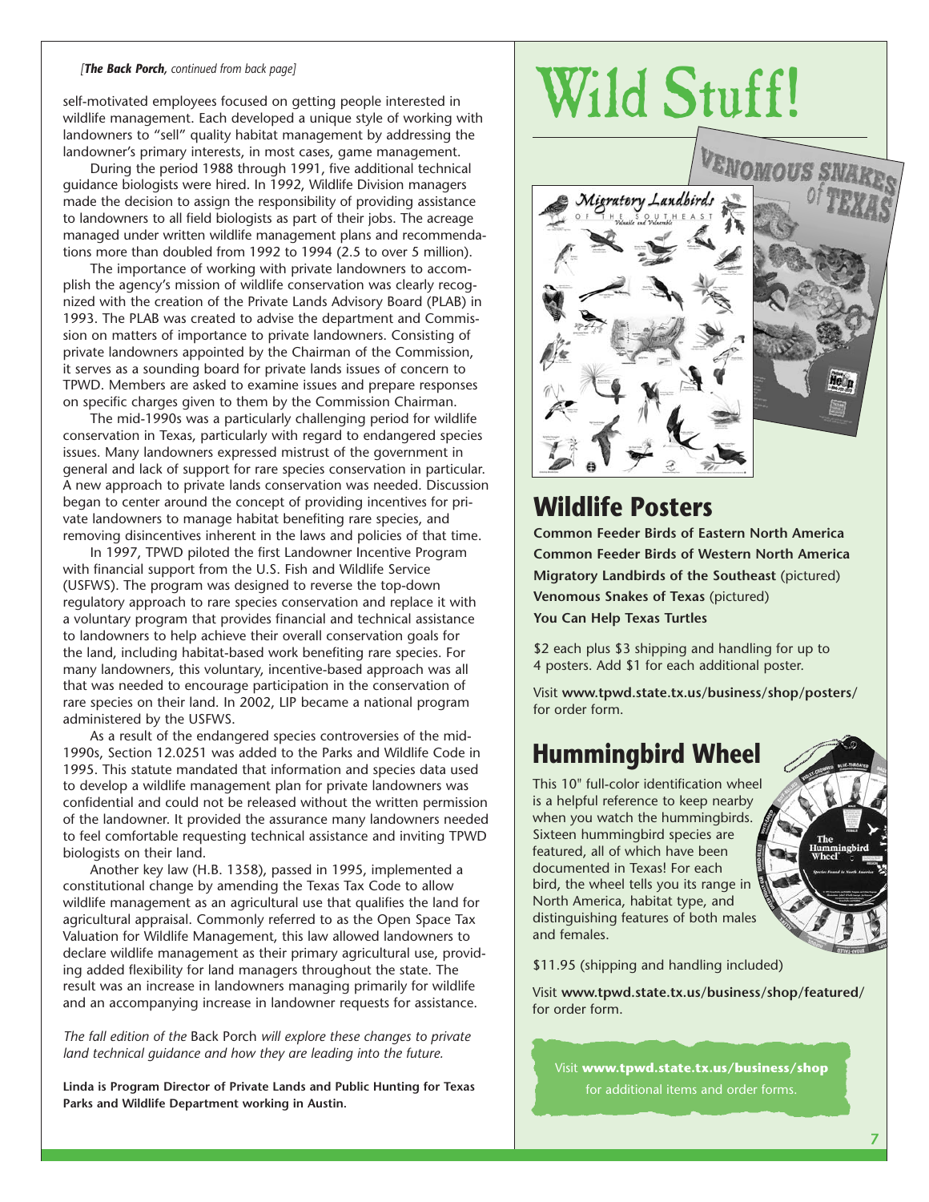*[**The Back Porch**, continued from back page]*

self-motivated employees focused on getting people interested in wildlife management. Each developed a unique style of working with landowners to "sell" quality habitat management by addressing the landowner's primary interests, in most cases, game management.

During the period 1988 through 1991, five additional technical guidance biologists were hired. In 1992, Wildlife Division managers made the decision to assign the responsibility of providing assistance to landowners to all field biologists as part of their jobs. The acreage managed under written wildlife management plans and recommendations more than doubled from 1992 to 1994 (2.5 to over 5 million).

The importance of working with private landowners to accomplish the agency's mission of wildlife conservation was clearly recognized with the creation of the Private Lands Advisory Board (PLAB) in 1993. The PLAB was created to advise the department and Commission on matters of importance to private landowners. Consisting of private landowners appointed by the Chairman of the Commission, it serves as a sounding board for private lands issues of concern to TPWD. Members are asked to examine issues and prepare responses on specific charges given to them by the Commission Chairman.

The mid-1990s was a particularly challenging period for wildlife conservation in Texas, particularly with regard to endangered species issues. Many landowners expressed mistrust of the government in general and lack of support for rare species conservation in particular. A new approach to private lands conservation was needed. Discussion began to center around the concept of providing incentives for private landowners to manage habitat benefiting rare species, and removing disincentives inherent in the laws and policies of that time.

In 1997, TPWD piloted the first Landowner Incentive Program with financial support from the U.S. Fish and Wildlife Service (USFWS). The program was designed to reverse the top-down regulatory approach to rare species conservation and replace it with a voluntary program that provides financial and technical assistance to landowners to help achieve their overall conservation goals for the land, including habitat-based work benefiting rare species. For many landowners, this voluntary, incentive-based approach was all that was needed to encourage participation in the conservation of rare species on their land. In 2002, LIP became a national program administered by the USFWS.

As a result of the endangered species controversies of the mid-1990s, Section 12.0251 was added to the Parks and Wildlife Code in 1995. This statute mandated that information and species data used to develop a wildlife management plan for private landowners was confidential and could not be released without the written permission of the landowner. It provided the assurance many landowners needed to feel comfortable requesting technical assistance and inviting TPWD biologists on their land.

Another key law (H.B. 1358), passed in 1995, implemented a constitutional change by amending the Texas Tax Code to allow wildlife management as an agricultural use that qualifies the land for agricultural appraisal. Commonly referred to as the Open Space Tax Valuation for Wildlife Management, this law allowed landowners to declare wildlife management as their primary agricultural use, providing added flexibility for land managers throughout the state. The result was an increase in landowners managing primarily for wildlife and an accompanying increase in landowner requests for assistance.

*The fall edition of the* Back Porch *will explore these changes to private land technical guidance and how they are leading into the future.*

**Linda is Program Director of Private Lands and Public Hunting for Texas Parks and Wildlife Department working in Austin.**

# Wild Stuff!

## Wildlife Posters

**Common Feeder Birds of Eastern North America**
**Common Feeder Birds of Western North America**
**Migratory Landbirds of the Southeast** (pictured)
**Venomous Snakes of Texas** (pictured)
**You Can Help Texas Turtles**

$2 each plus $3 shipping and handling for up to 4 posters. Add $1 for each additional poster.

Visit **www.tpwd.state.tx.us/business/shop/posters/** for order form.

## Hummingbird Wheel

This 10" full-color identification wheel is a helpful reference to keep nearby when you watch the hummingbirds. Sixteen hummingbird species are featured, all of which have been documented in Texas! For each bird, the wheel tells you its range in North America, habitat type, and distinguishing features of both males and females.

$11.95 (shipping and handling included)

Visit **www.tpwd.state.tx.us/business/shop/featured/** for order form.

Visit **www.tpwd.state.tx.us/business/shop** for additional items and order forms.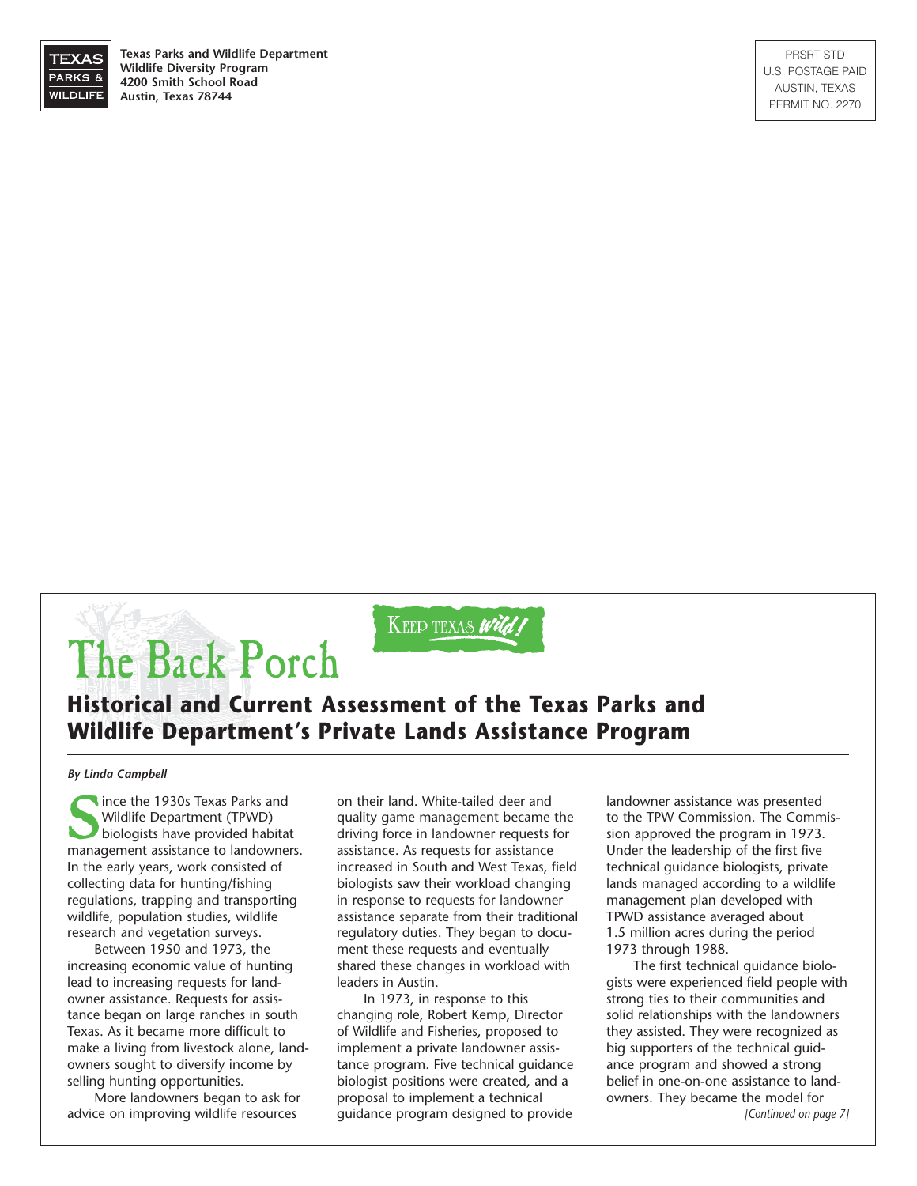**Texas Parks and Wildlife Department**
**Wildlife Diversity Program**
**4200 Smith School Road**
**Austin, Texas 78744**

PRSRT STD
U.S. POSTAGE PAID
AUSTIN, TEXAS
PERMIT NO. 2270

# The Back Porch

KEEP TEXAS *Wild!*

## Historical and Current Assessment of the Texas Parks and Wildlife Department's Private Lands Assistance Program

***By Linda Campbell***

Since the 1930s Texas Parks and Wildlife Department (TPWD) biologists have provided habitat management assistance to landowners. In the early years, work consisted of collecting data for hunting/fishing regulations, trapping and transporting wildlife, population studies, wildlife research and vegetation surveys.

Between 1950 and 1973, the increasing economic value of hunting lead to increasing requests for landowner assistance. Requests for assistance began on large ranches in south Texas. As it became more difficult to make a living from livestock alone, landowners sought to diversify income by selling hunting opportunities.

More landowners began to ask for advice on improving wildlife resources on their land. White-tailed deer and quality game management became the driving force in landowner requests for assistance. As requests for assistance increased in South and West Texas, field biologists saw their workload changing in response to requests for landowner assistance separate from their traditional regulatory duties. They began to document these requests and eventually shared these changes in workload with leaders in Austin.

In 1973, in response to this changing role, Robert Kemp, Director of Wildlife and Fisheries, proposed to implement a private landowner assistance program. Five technical guidance biologist positions were created, and a proposal to implement a technical guidance program designed to provide landowner assistance was presented to the TPW Commission. The Commission approved the program in 1973. Under the leadership of the first five technical guidance biologists, private lands managed according to a wildlife management plan developed with TPWD assistance averaged about 1.5 million acres during the period 1973 through 1988.

The first technical guidance biologists were experienced field people with strong ties to their communities and solid relationships with the landowners they assisted. They were recognized as big supporters of the technical guidance program and showed a strong belief in one-on-one assistance to landowners. They became the model for

*[Continued on page 7]*